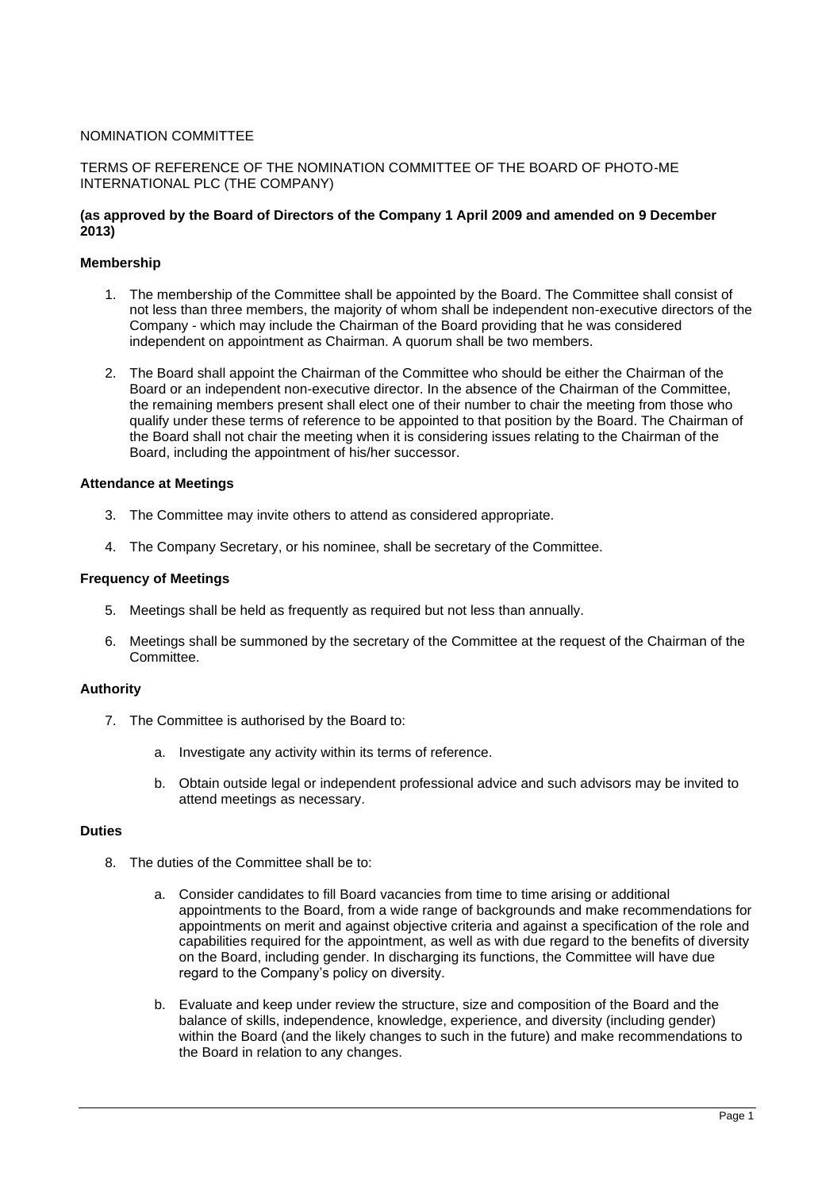# NOMINATION COMMITTEE

TERMS OF REFERENCE OF THE NOMINATION COMMITTEE OF THE BOARD OF PHOTO-ME INTERNATIONAL PLC (THE COMPANY)

**(as approved by the Board of Directors of the Company 1 April 2009 and amended on 9 December 2013)**

### Membership

1. The membership of the Committee shall be appointed by the Board. The Committee shall consist of not less than three members, the majority of whom shall be independent non-executive directors of the Company - which may include the Chairman of the Board providing that he was considered independent on appointment as Chairman. A quorum shall be two members.

2. The Board shall appoint the Chairman of the Committee who should be either the Chairman of the Board or an independent non-executive director. In the absence of the Chairman of the Committee, the remaining members present shall elect one of their number to chair the meeting from those who qualify under these terms of reference to be appointed to that position by the Board. The Chairman of the Board shall not chair the meeting when it is considering issues relating to the Chairman of the Board, including the appointment of his/her successor.

### Attendance at Meetings

3. The Committee may invite others to attend as considered appropriate.

4. The Company Secretary, or his nominee, shall be secretary of the Committee.

### Frequency of Meetings

5. Meetings shall be held as frequently as required but not less than annually.

6. Meetings shall be summoned by the secretary of the Committee at the request of the Chairman of the Committee.

### Authority

7. The Committee is authorised by the Board to:

    a. Investigate any activity within its terms of reference.

    b. Obtain outside legal or independent professional advice and such advisors may be invited to attend meetings as necessary.

### Duties

8. The duties of the Committee shall be to:

    a. Consider candidates to fill Board vacancies from time to time arising or additional appointments to the Board, from a wide range of backgrounds and make recommendations for appointments on merit and against objective criteria and against a specification of the role and capabilities required for the appointment, as well as with due regard to the benefits of diversity on the Board, including gender. In discharging its functions, the Committee will have due regard to the Company's policy on diversity.

    b. Evaluate and keep under review the structure, size and composition of the Board and the balance of skills, independence, knowledge, experience, and diversity (including gender) within the Board (and the likely changes to such in the future) and make recommendations to the Board in relation to any changes.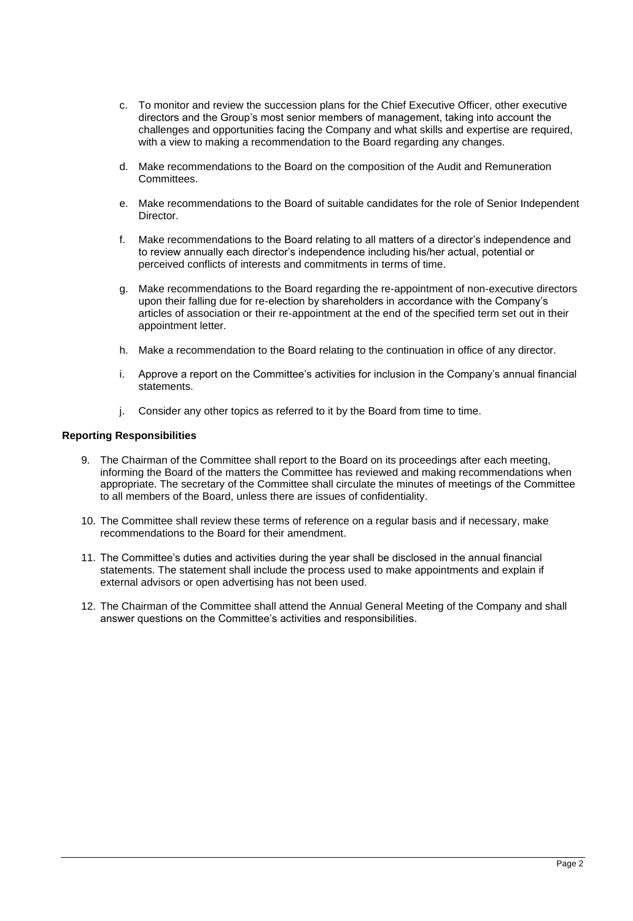c. To monitor and review the succession plans for the Chief Executive Officer, other executive directors and the Group's most senior members of management, taking into account the challenges and opportunities facing the Company and what skills and expertise are required, with a view to making a recommendation to the Board regarding any changes.

d. Make recommendations to the Board on the composition of the Audit and Remuneration Committees.

e. Make recommendations to the Board of suitable candidates for the role of Senior Independent Director.

f. Make recommendations to the Board relating to all matters of a director's independence and to review annually each director's independence including his/her actual, potential or perceived conflicts of interests and commitments in terms of time.

g. Make recommendations to the Board regarding the re-appointment of non-executive directors upon their falling due for re-election by shareholders in accordance with the Company's articles of association or their re-appointment at the end of the specified term set out in their appointment letter.

h. Make a recommendation to the Board relating to the continuation in office of any director.

i. Approve a report on the Committee's activities for inclusion in the Company's annual financial statements.

j. Consider any other topics as referred to it by the Board from time to time.

**Reporting Responsibilities**

9. The Chairman of the Committee shall report to the Board on its proceedings after each meeting, informing the Board of the matters the Committee has reviewed and making recommendations when appropriate. The secretary of the Committee shall circulate the minutes of meetings of the Committee to all members of the Board, unless there are issues of confidentiality.

10. The Committee shall review these terms of reference on a regular basis and if necessary, make recommendations to the Board for their amendment.

11. The Committee's duties and activities during the year shall be disclosed in the annual financial statements. The statement shall include the process used to make appointments and explain if external advisors or open advertising has not been used.

12. The Chairman of the Committee shall attend the Annual General Meeting of the Company and shall answer questions on the Committee's activities and responsibilities.